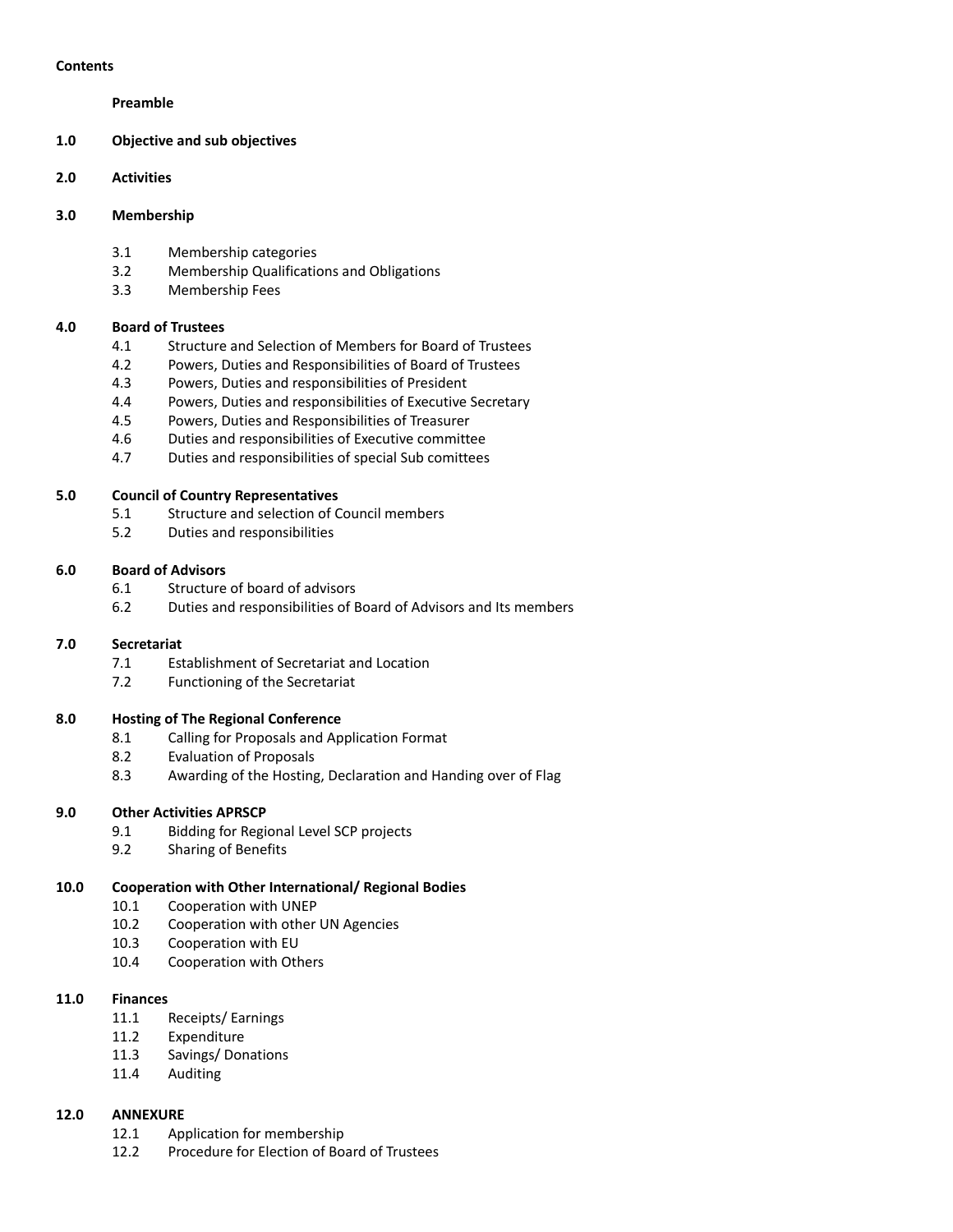**Contents**

**Preamble**

**1.0 Objective and sub objectives**

**2.0 Activities**

**3.0 Membership**

- 3.1 Membership categories
- 3.2 Membership Qualifications and Obligations
- 3.3 Membership Fees

**4.0 Board of Trustees**

- 4.1 Structure and Selection of Members for Board of Trustees
- 4.2 Powers, Duties and Responsibilities of Board of Trustees
- 4.3 Powers, Duties and responsibilities of President
- 4.4 Powers, Duties and responsibilities of Executive Secretary
- 4.5 Powers, Duties and Responsibilities of Treasurer
- 4.6 Duties and responsibilities of Executive committee
- 4.7 Duties and responsibilities of special Sub comittees

**5.0 Council of Country Representatives**

- 5.1 Structure and selection of Council members
- 5.2 Duties and responsibilities

**6.0 Board of Advisors**

- 6.1 Structure of board of advisors
- 6.2 Duties and responsibilities of Board of Advisors and Its members

**7.0 Secretariat**

- 7.1 Establishment of Secretariat and Location
- 7.2 Functioning of the Secretariat

**8.0 Hosting of The Regional Conference**

- 8.1 Calling for Proposals and Application Format
- 8.2 Evaluation of Proposals
- 8.3 Awarding of the Hosting, Declaration and Handing over of Flag

**9.0 Other Activities APRSCP**

- 9.1 Bidding for Regional Level SCP projects
- 9.2 Sharing of Benefits

**10.0 Cooperation with Other International/ Regional Bodies**

- 10.1 Cooperation with UNEP
- 10.2 Cooperation with other UN Agencies
- 10.3 Cooperation with EU
- 10.4 Cooperation with Others

**11.0 Finances**

- 11.1 Receipts/ Earnings
- 11.2 Expenditure
- 11.3 Savings/ Donations
- 11.4 Auditing

**12.0 ANNEXURE**

- 12.1 Application for membership
- 12.2 Procedure for Election of Board of Trustees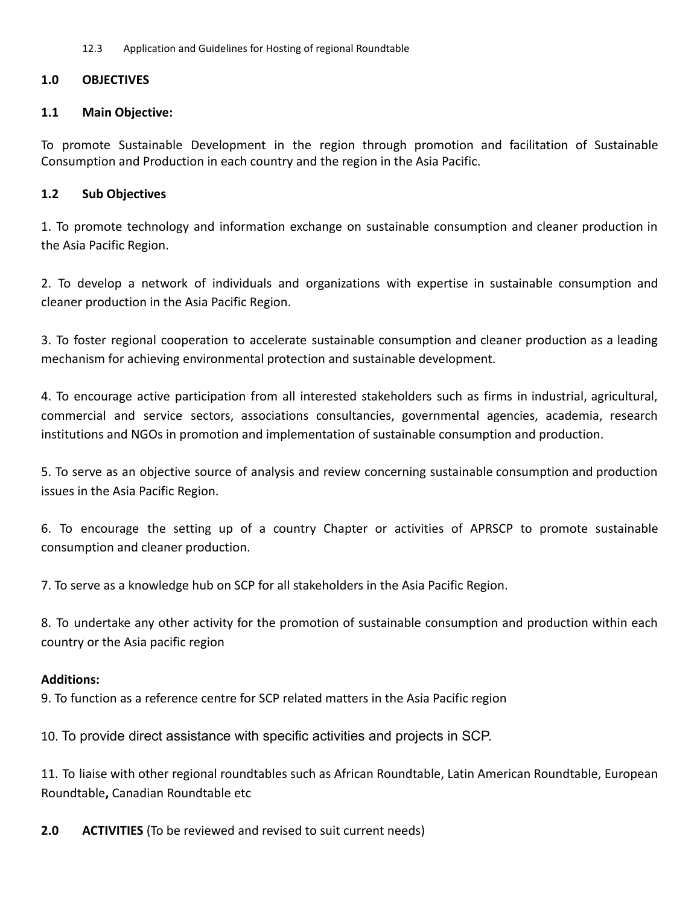12.3 Application and Guidelines for Hosting of regional Roundtable

## 1.0 OBJECTIVES

### 1.1 Main Objective:

To promote Sustainable Development in the region through promotion and facilitation of Sustainable Consumption and Production in each country and the region in the Asia Pacific.

### 1.2 Sub Objectives

1. To promote technology and information exchange on sustainable consumption and cleaner production in the Asia Pacific Region.

2. To develop a network of individuals and organizations with expertise in sustainable consumption and cleaner production in the Asia Pacific Region.

3. To foster regional cooperation to accelerate sustainable consumption and cleaner production as a leading mechanism for achieving environmental protection and sustainable development.

4. To encourage active participation from all interested stakeholders such as firms in industrial, agricultural, commercial and service sectors, associations consultancies, governmental agencies, academia, research institutions and NGOs in promotion and implementation of sustainable consumption and production.

5. To serve as an objective source of analysis and review concerning sustainable consumption and production issues in the Asia Pacific Region.

6. To encourage the setting up of a country Chapter or activities of APRSCP to promote sustainable consumption and cleaner production.

7. To serve as a knowledge hub on SCP for all stakeholders in the Asia Pacific Region.

8. To undertake any other activity for the promotion of sustainable consumption and production within each country or the Asia pacific region

**Additions:**

9. To function as a reference centre for SCP related matters in the Asia Pacific region

10. To provide direct assistance with specific activities and projects in SCP.

11. To liaise with other regional roundtables such as African Roundtable, Latin American Roundtable, European Roundtable**,** Canadian Roundtable etc

## 2.0 ACTIVITIES (To be reviewed and revised to suit current needs)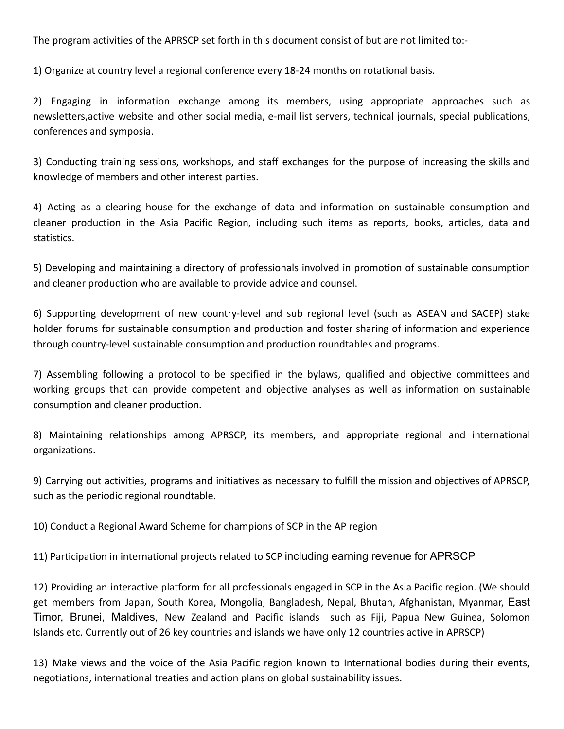The program activities of the APRSCP set forth in this document consist of but are not limited to:-

1) Organize at country level a regional conference every 18-24 months on rotational basis.

2) Engaging in information exchange among its members, using appropriate approaches such as newsletters,active website and other social media, e-mail list servers, technical journals, special publications, conferences and symposia.

3) Conducting training sessions, workshops, and staff exchanges for the purpose of increasing the skills and knowledge of members and other interest parties.

4) Acting as a clearing house for the exchange of data and information on sustainable consumption and cleaner production in the Asia Pacific Region, including such items as reports, books, articles, data and statistics.

5) Developing and maintaining a directory of professionals involved in promotion of sustainable consumption and cleaner production who are available to provide advice and counsel.

6) Supporting development of new country-level and sub regional level (such as ASEAN and SACEP) stake holder forums for sustainable consumption and production and foster sharing of information and experience through country-level sustainable consumption and production roundtables and programs.

7) Assembling following a protocol to be specified in the bylaws, qualified and objective committees and working groups that can provide competent and objective analyses as well as information on sustainable consumption and cleaner production.

8) Maintaining relationships among APRSCP, its members, and appropriate regional and international organizations.

9) Carrying out activities, programs and initiatives as necessary to fulfill the mission and objectives of APRSCP, such as the periodic regional roundtable.

10) Conduct a Regional Award Scheme for champions of SCP in the AP region

11) Participation in international projects related to SCP including earning revenue for APRSCP

12) Providing an interactive platform for all professionals engaged in SCP in the Asia Pacific region. (We should get members from Japan, South Korea, Mongolia, Bangladesh, Nepal, Bhutan, Afghanistan, Myanmar, East Timor, Brunei, Maldives, New Zealand and Pacific islands such as Fiji, Papua New Guinea, Solomon Islands etc. Currently out of 26 key countries and islands we have only 12 countries active in APRSCP)

13) Make views and the voice of the Asia Pacific region known to International bodies during their events, negotiations, international treaties and action plans on global sustainability issues.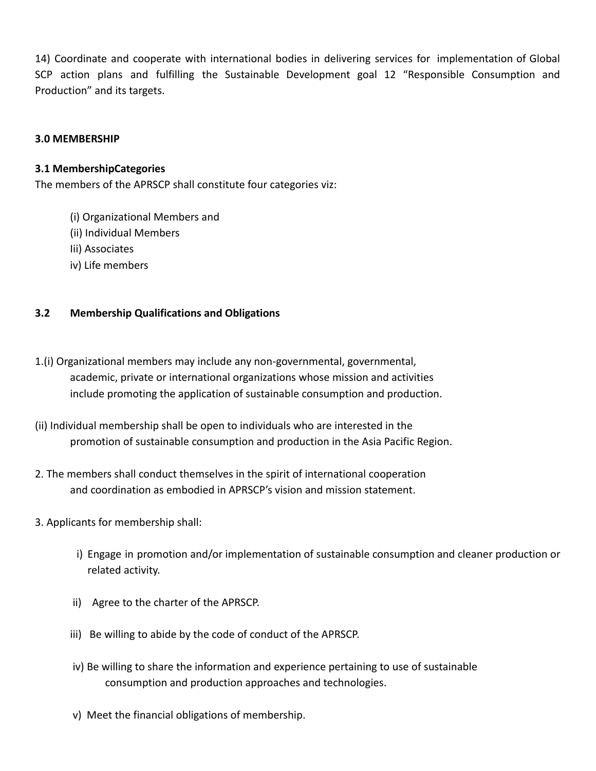14) Coordinate and cooperate with international bodies in delivering services for implementation of Global SCP action plans and fulfilling the Sustainable Development goal 12 "Responsible Consumption and Production" and its targets.

## 3.0 MEMBERSHIP

### 3.1 MembershipCategories

The members of the APRSCP shall constitute four categories viz:

(i) Organizational Members and
(ii) Individual Members
Iii) Associates
iv) Life members

### 3.2 Membership Qualifications and Obligations

1.(i) Organizational members may include any non-governmental, governmental, academic, private or international organizations whose mission and activities include promoting the application of sustainable consumption and production.

(ii) Individual membership shall be open to individuals who are interested in the promotion of sustainable consumption and production in the Asia Pacific Region.

2. The members shall conduct themselves in the spirit of international cooperation and coordination as embodied in APRSCP's vision and mission statement.

3. Applicants for membership shall:

i) Engage in promotion and/or implementation of sustainable consumption and cleaner production or related activity.

ii) Agree to the charter of the APRSCP.

iii) Be willing to abide by the code of conduct of the APRSCP.

iv) Be willing to share the information and experience pertaining to use of sustainable consumption and production approaches and technologies.

v) Meet the financial obligations of membership.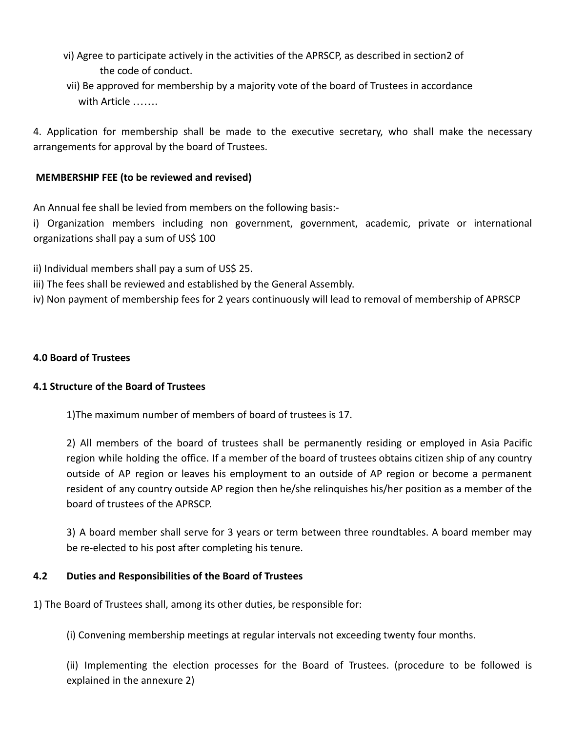vi) Agree to participate actively in the activities of the APRSCP, as described in section2 of the code of conduct.

vii) Be approved for membership by a majority vote of the board of Trustees in accordance with Article …….

4. Application for membership shall be made to the executive secretary, who shall make the necessary arrangements for approval by the board of Trustees.

**MEMBERSHIP FEE (to be reviewed and revised)**

An Annual fee shall be levied from members on the following basis:-

i) Organization members including non government, government, academic, private or international organizations shall pay a sum of US$ 100

ii) Individual members shall pay a sum of US$ 25.

iii) The fees shall be reviewed and established by the General Assembly.

iv) Non payment of membership fees for 2 years continuously will lead to removal of membership of APRSCP

**4.0 Board of Trustees**

**4.1 Structure of the Board of Trustees**

1)The maximum number of members of board of trustees is 17.

2) All members of the board of trustees shall be permanently residing or employed in Asia Pacific region while holding the office. If a member of the board of trustees obtains citizen ship of any country outside of AP region or leaves his employment to an outside of AP region or become a permanent resident of any country outside AP region then he/she relinquishes his/her position as a member of the board of trustees of the APRSCP.

3) A board member shall serve for 3 years or term between three roundtables. A board member may be re-elected to his post after completing his tenure.

**4.2 Duties and Responsibilities of the Board of Trustees**

1) The Board of Trustees shall, among its other duties, be responsible for:

(i) Convening membership meetings at regular intervals not exceeding twenty four months.

(ii) Implementing the election processes for the Board of Trustees. (procedure to be followed is explained in the annexure 2)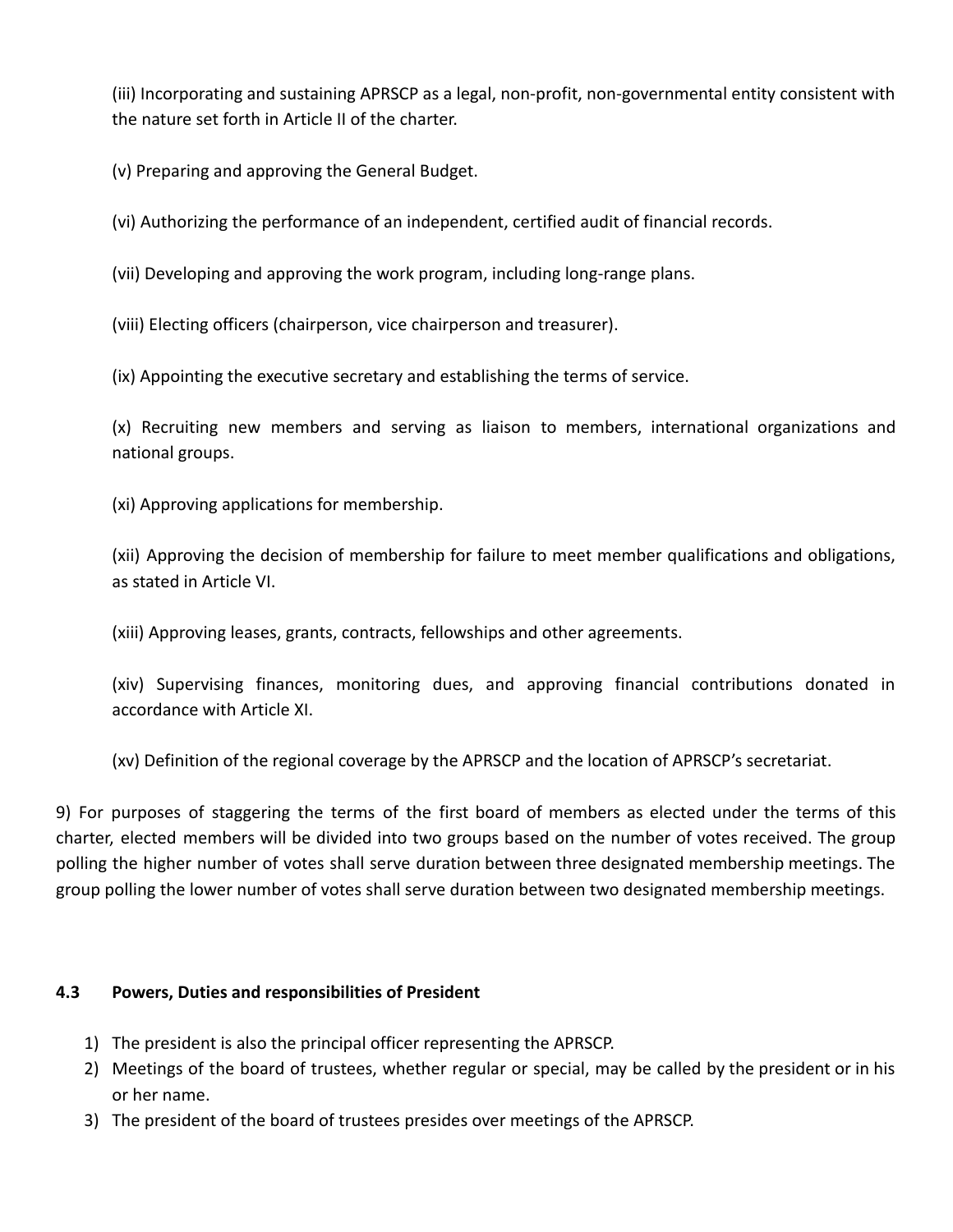(iii) Incorporating and sustaining APRSCP as a legal, non-profit, non-governmental entity consistent with the nature set forth in Article II of the charter.

(v) Preparing and approving the General Budget.

(vi) Authorizing the performance of an independent, certified audit of financial records.

(vii) Developing and approving the work program, including long-range plans.

(viii) Electing officers (chairperson, vice chairperson and treasurer).

(ix) Appointing the executive secretary and establishing the terms of service.

(x) Recruiting new members and serving as liaison to members, international organizations and national groups.

(xi) Approving applications for membership.

(xii) Approving the decision of membership for failure to meet member qualifications and obligations, as stated in Article VI.

(xiii) Approving leases, grants, contracts, fellowships and other agreements.

(xiv) Supervising finances, monitoring dues, and approving financial contributions donated in accordance with Article XI.

(xv) Definition of the regional coverage by the APRSCP and the location of APRSCP's secretariat.

9) For purposes of staggering the terms of the first board of members as elected under the terms of this charter, elected members will be divided into two groups based on the number of votes received. The group polling the higher number of votes shall serve duration between three designated membership meetings. The group polling the lower number of votes shall serve duration between two designated membership meetings.

### 4.3 Powers, Duties and responsibilities of President

1) The president is also the principal officer representing the APRSCP.
2) Meetings of the board of trustees, whether regular or special, may be called by the president or in his or her name.
3) The president of the board of trustees presides over meetings of the APRSCP.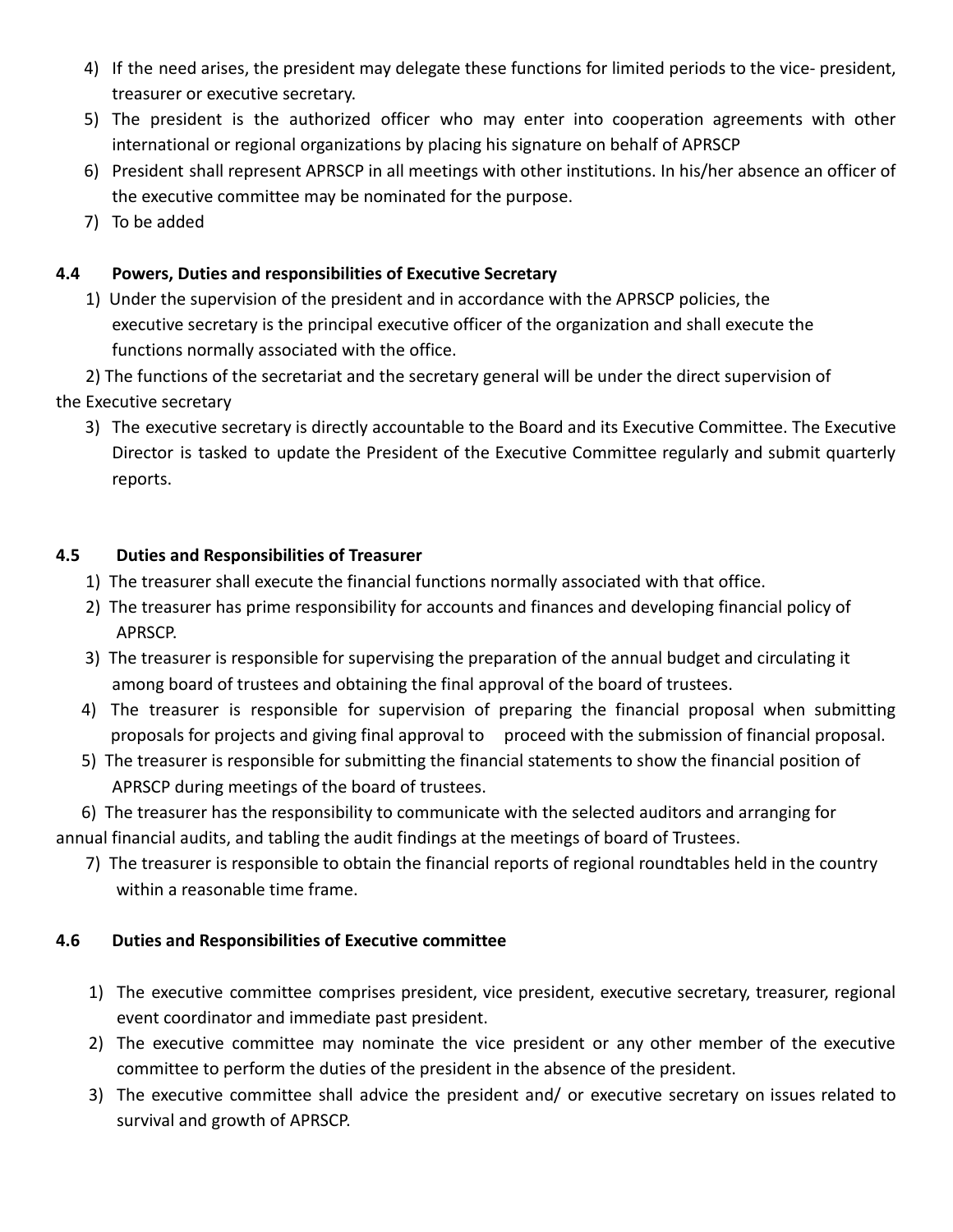4) If the need arises, the president may delegate these functions for limited periods to the vice- president, treasurer or executive secretary.
5) The president is the authorized officer who may enter into cooperation agreements with other international or regional organizations by placing his signature on behalf of APRSCP
6) President shall represent APRSCP in all meetings with other institutions. In his/her absence an officer of the executive committee may be nominated for the purpose.
7) To be added

### 4.4 Powers, Duties and responsibilities of Executive Secretary

1) Under the supervision of the president and in accordance with the APRSCP policies, the executive secretary is the principal executive officer of the organization and shall execute the functions normally associated with the office.
2) The functions of the secretariat and the secretary general will be under the direct supervision of the Executive secretary
3) The executive secretary is directly accountable to the Board and its Executive Committee. The Executive Director is tasked to update the President of the Executive Committee regularly and submit quarterly reports.

### 4.5 Duties and Responsibilities of Treasurer

1) The treasurer shall execute the financial functions normally associated with that office.
2) The treasurer has prime responsibility for accounts and finances and developing financial policy of APRSCP.
3) The treasurer is responsible for supervising the preparation of the annual budget and circulating it among board of trustees and obtaining the final approval of the board of trustees.
4) The treasurer is responsible for supervision of preparing the financial proposal when submitting proposals for projects and giving final approval to proceed with the submission of financial proposal.
5) The treasurer is responsible for submitting the financial statements to show the financial position of APRSCP during meetings of the board of trustees.
6) The treasurer has the responsibility to communicate with the selected auditors and arranging for annual financial audits, and tabling the audit findings at the meetings of board of Trustees.
7) The treasurer is responsible to obtain the financial reports of regional roundtables held in the country within a reasonable time frame.

### 4.6 Duties and Responsibilities of Executive committee

1) The executive committee comprises president, vice president, executive secretary, treasurer, regional event coordinator and immediate past president.
2) The executive committee may nominate the vice president or any other member of the executive committee to perform the duties of the president in the absence of the president.
3) The executive committee shall advice the president and/ or executive secretary on issues related to survival and growth of APRSCP.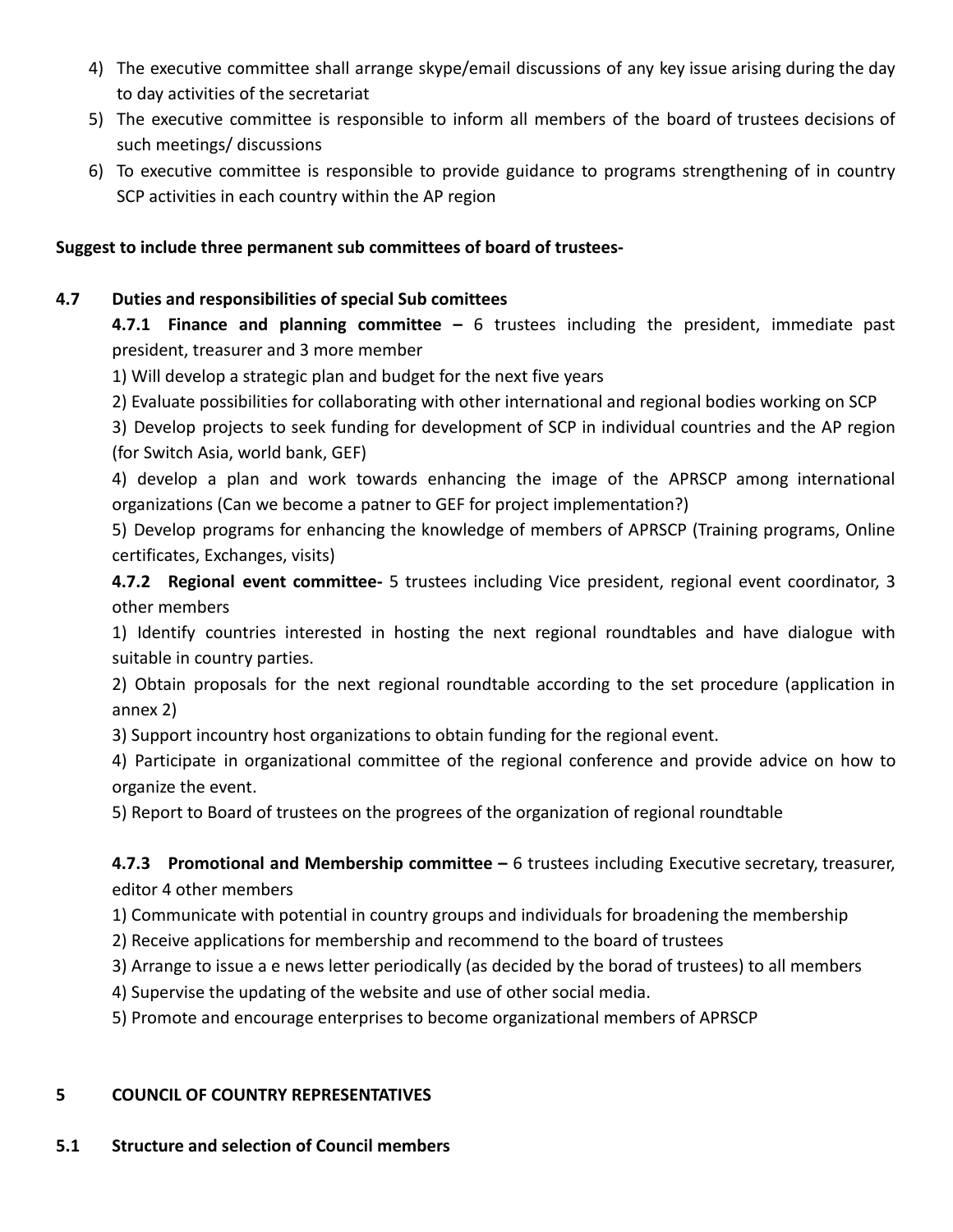4) The executive committee shall arrange skype/email discussions of any key issue arising during the day to day activities of the secretariat
5) The executive committee is responsible to inform all members of the board of trustees decisions of such meetings/ discussions
6) To executive committee is responsible to provide guidance to programs strengthening of in country SCP activities in each country within the AP region

**Suggest to include three permanent sub committees of board of trustees-**

### 4.7 Duties and responsibilities of special Sub comittees

**4.7.1 Finance and planning committee –** 6 trustees including the president, immediate past president, treasurer and 3 more member

1) Will develop a strategic plan and budget for the next five years

2) Evaluate possibilities for collaborating with other international and regional bodies working on SCP

3) Develop projects to seek funding for development of SCP in individual countries and the AP region (for Switch Asia, world bank, GEF)

4) develop a plan and work towards enhancing the image of the APRSCP among international organizations (Can we become a patner to GEF for project implementation?)

5) Develop programs for enhancing the knowledge of members of APRSCP (Training programs, Online certificates, Exchanges, visits)

**4.7.2 Regional event committee-** 5 trustees including Vice president, regional event coordinator, 3 other members

1) Identify countries interested in hosting the next regional roundtables and have dialogue with suitable in country parties.

2) Obtain proposals for the next regional roundtable according to the set procedure (application in annex 2)

3) Support incountry host organizations to obtain funding for the regional event.

4) Participate in organizational committee of the regional conference and provide advice on how to organize the event.

5) Report to Board of trustees on the progrees of the organization of regional roundtable

**4.7.3 Promotional and Membership committee –** 6 trustees including Executive secretary, treasurer, editor 4 other members

1) Communicate with potential in country groups and individuals for broadening the membership

2) Receive applications for membership and recommend to the board of trustees

3) Arrange to issue a e news letter periodically (as decided by the borad of trustees) to all members

4) Supervise the updating of the website and use of other social media.

5) Promote and encourage enterprises to become organizational members of APRSCP

## 5 COUNCIL OF COUNTRY REPRESENTATIVES

### 5.1 Structure and selection of Council members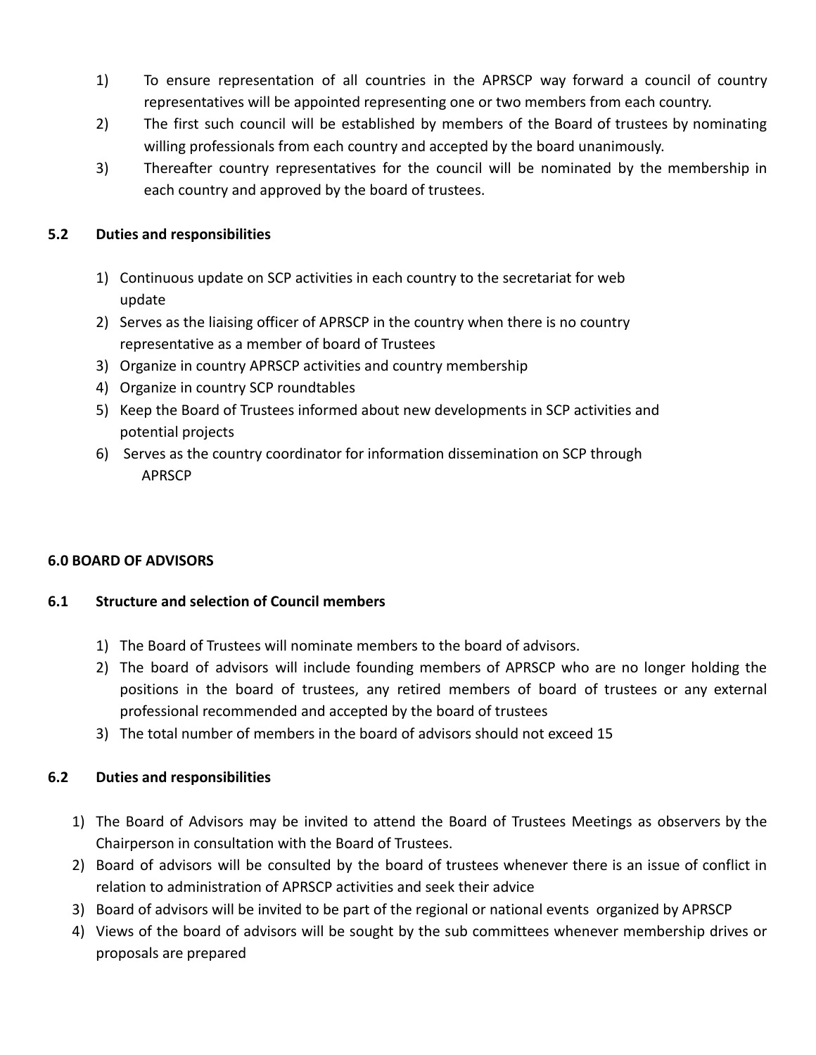1) To ensure representation of all countries in the APRSCP way forward a council of country representatives will be appointed representing one or two members from each country.
2) The first such council will be established by members of the Board of trustees by nominating willing professionals from each country and accepted by the board unanimously.
3) Thereafter country representatives for the council will be nominated by the membership in each country and approved by the board of trustees.

### 5.2 Duties and responsibilities

1) Continuous update on SCP activities in each country to the secretariat for web update
2) Serves as the liaising officer of APRSCP in the country when there is no country representative as a member of board of Trustees
3) Organize in country APRSCP activities and country membership
4) Organize in country SCP roundtables
5) Keep the Board of Trustees informed about new developments in SCP activities and potential projects
6) Serves as the country coordinator for information dissemination on SCP through APRSCP

## 6.0 BOARD OF ADVISORS

### 6.1 Structure and selection of Council members

1) The Board of Trustees will nominate members to the board of advisors.
2) The board of advisors will include founding members of APRSCP who are no longer holding the positions in the board of trustees, any retired members of board of trustees or any external professional recommended and accepted by the board of trustees
3) The total number of members in the board of advisors should not exceed 15

### 6.2 Duties and responsibilities

1) The Board of Advisors may be invited to attend the Board of Trustees Meetings as observers by the Chairperson in consultation with the Board of Trustees.
2) Board of advisors will be consulted by the board of trustees whenever there is an issue of conflict in relation to administration of APRSCP activities and seek their advice
3) Board of advisors will be invited to be part of the regional or national events organized by APRSCP
4) Views of the board of advisors will be sought by the sub committees whenever membership drives or proposals are prepared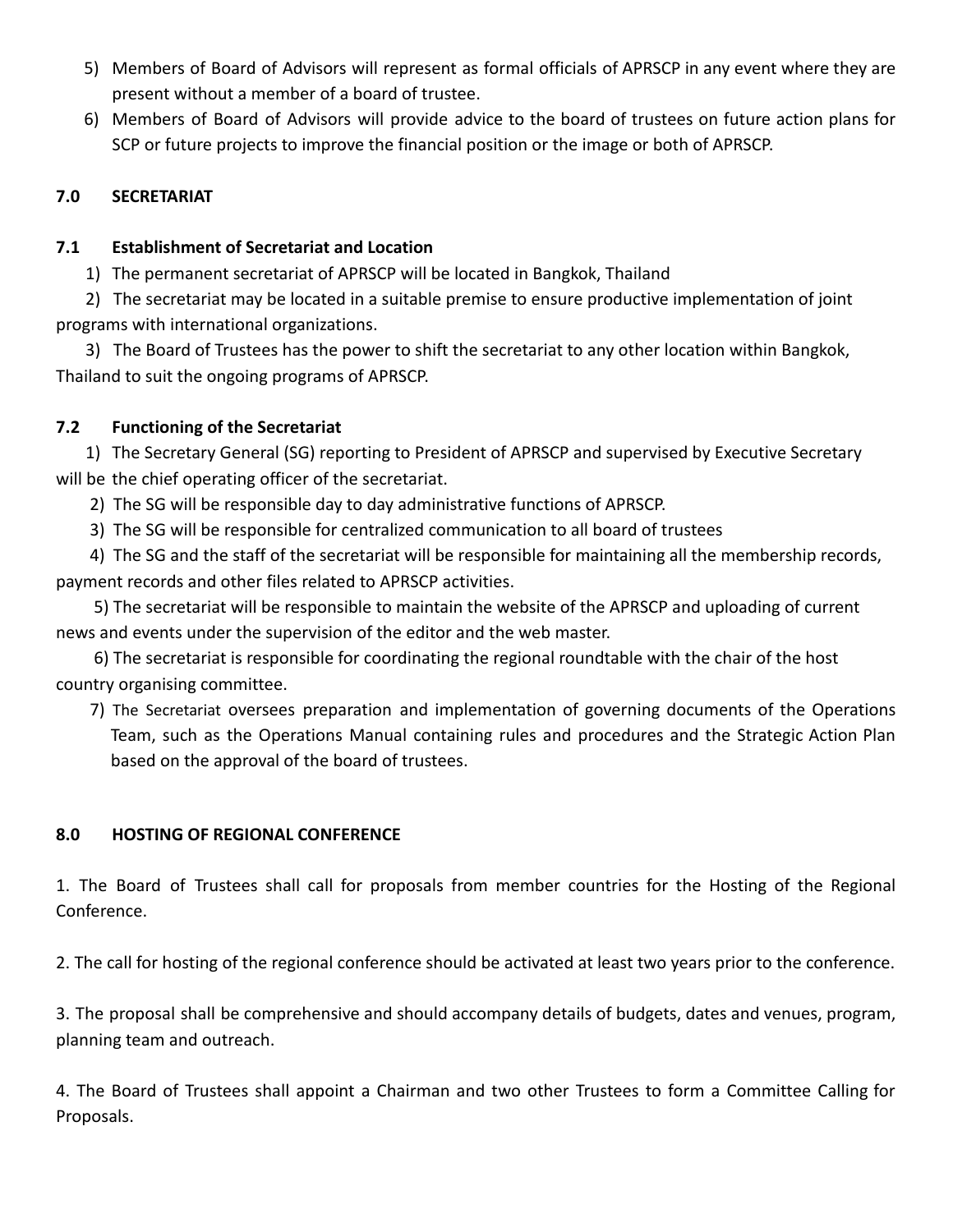5) Members of Board of Advisors will represent as formal officials of APRSCP in any event where they are present without a member of a board of trustee.
6) Members of Board of Advisors will provide advice to the board of trustees on future action plans for SCP or future projects to improve the financial position or the image or both of APRSCP.

## 7.0 SECRETARIAT

### 7.1 Establishment of Secretariat and Location

1) The permanent secretariat of APRSCP will be located in Bangkok, Thailand
2) The secretariat may be located in a suitable premise to ensure productive implementation of joint programs with international organizations.
3) The Board of Trustees has the power to shift the secretariat to any other location within Bangkok, Thailand to suit the ongoing programs of APRSCP.

### 7.2 Functioning of the Secretariat

1) The Secretary General (SG) reporting to President of APRSCP and supervised by Executive Secretary will be the chief operating officer of the secretariat.
2) The SG will be responsible day to day administrative functions of APRSCP.
3) The SG will be responsible for centralized communication to all board of trustees
4) The SG and the staff of the secretariat will be responsible for maintaining all the membership records, payment records and other files related to APRSCP activities.
5) The secretariat will be responsible to maintain the website of the APRSCP and uploading of current news and events under the supervision of the editor and the web master.
6) The secretariat is responsible for coordinating the regional roundtable with the chair of the host country organising committee.
7) The Secretariat oversees preparation and implementation of governing documents of the Operations Team, such as the Operations Manual containing rules and procedures and the Strategic Action Plan based on the approval of the board of trustees.

## 8.0 HOSTING OF REGIONAL CONFERENCE

1. The Board of Trustees shall call for proposals from member countries for the Hosting of the Regional Conference.

2. The call for hosting of the regional conference should be activated at least two years prior to the conference.

3. The proposal shall be comprehensive and should accompany details of budgets, dates and venues, program, planning team and outreach.

4. The Board of Trustees shall appoint a Chairman and two other Trustees to form a Committee Calling for Proposals.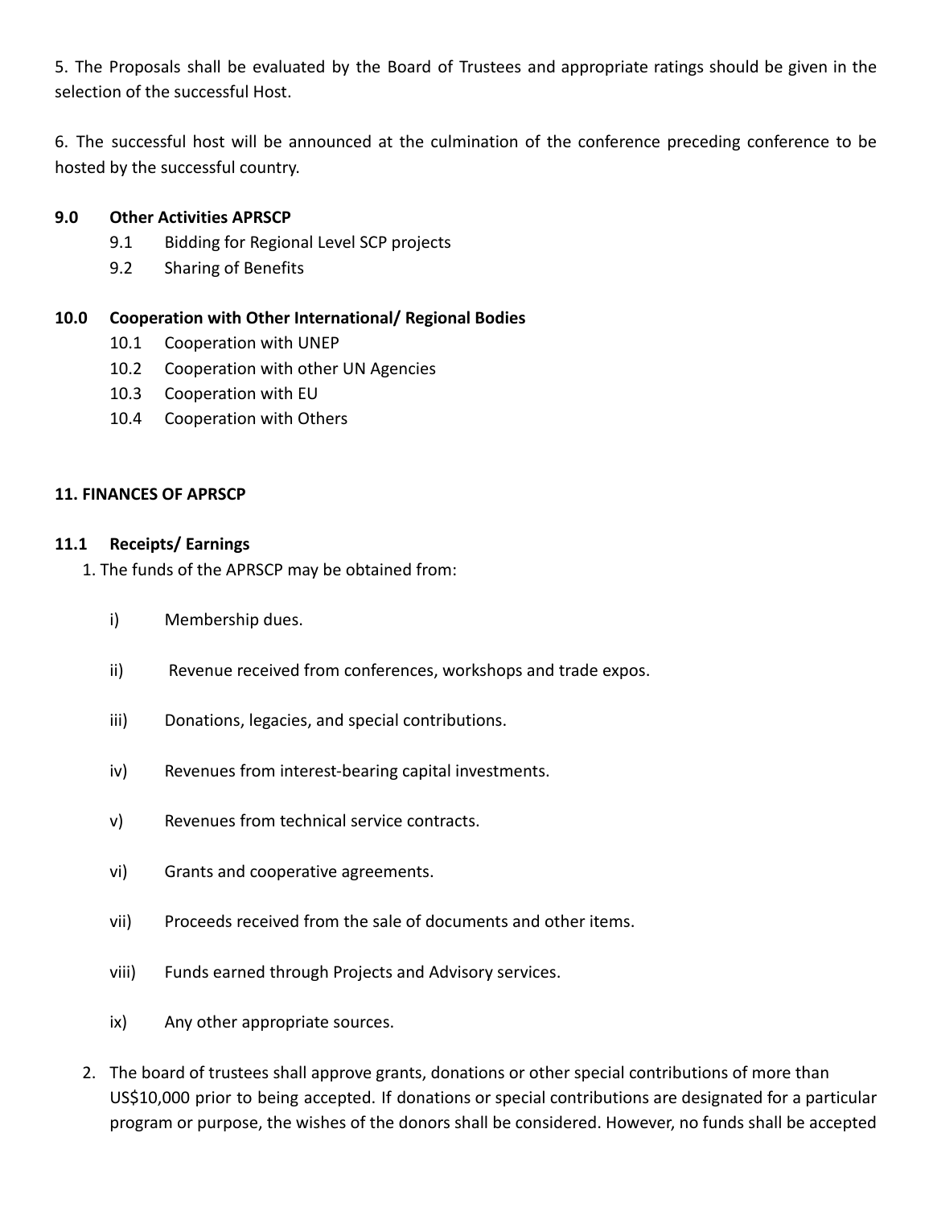5. The Proposals shall be evaluated by the Board of Trustees and appropriate ratings should be given in the selection of the successful Host.

6. The successful host will be announced at the culmination of the conference preceding conference to be hosted by the successful country.

### 9.0 Other Activities APRSCP

- 9.1 Bidding for Regional Level SCP projects
- 9.2 Sharing of Benefits

### 10.0 Cooperation with Other International/ Regional Bodies

- 10.1 Cooperation with UNEP
- 10.2 Cooperation with other UN Agencies
- 10.3 Cooperation with EU
- 10.4 Cooperation with Others

## 11. FINANCES OF APRSCP

### 11.1 Receipts/ Earnings

1. The funds of the APRSCP may be obtained from:

   i) Membership dues.

   ii) Revenue received from conferences, workshops and trade expos.

   iii) Donations, legacies, and special contributions.

   iv) Revenues from interest-bearing capital investments.

   v) Revenues from technical service contracts.

   vi) Grants and cooperative agreements.

   vii) Proceeds received from the sale of documents and other items.

   viii) Funds earned through Projects and Advisory services.

   ix) Any other appropriate sources.

2. The board of trustees shall approve grants, donations or other special contributions of more than US$10,000 prior to being accepted. If donations or special contributions are designated for a particular program or purpose, the wishes of the donors shall be considered. However, no funds shall be accepted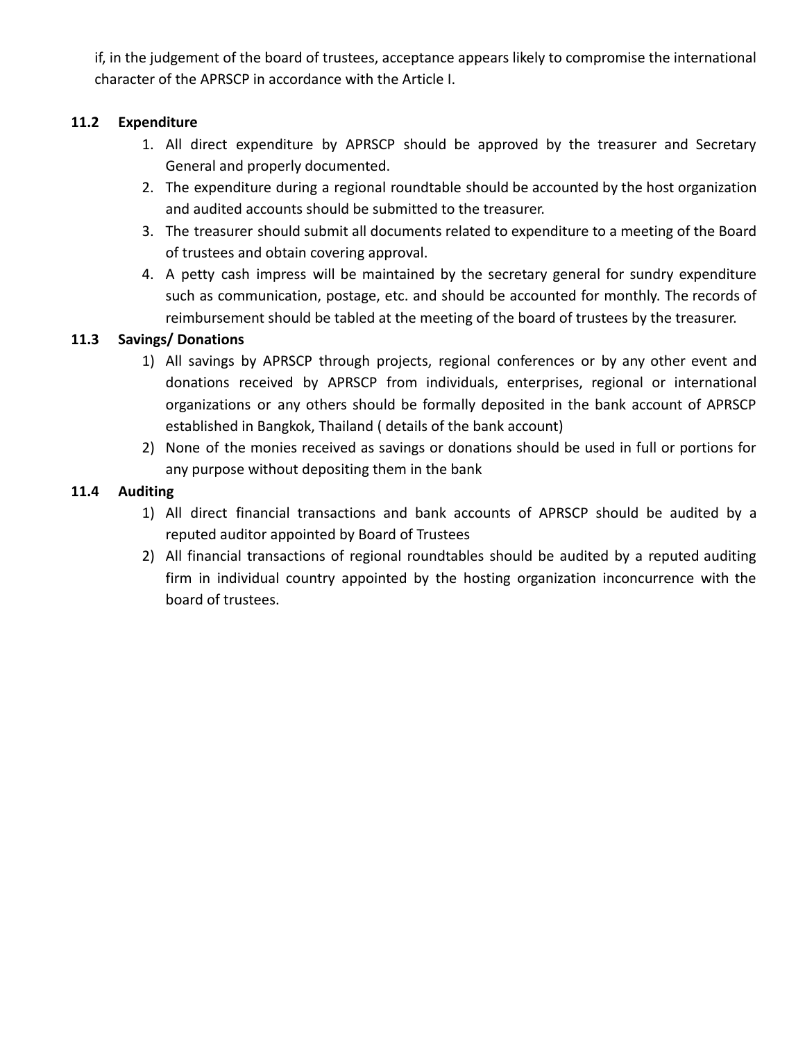if, in the judgement of the board of trustees, acceptance appears likely to compromise the international character of the APRSCP in accordance with the Article I.

### 11.2 Expenditure

1. All direct expenditure by APRSCP should be approved by the treasurer and Secretary General and properly documented.
2. The expenditure during a regional roundtable should be accounted by the host organization and audited accounts should be submitted to the treasurer.
3. The treasurer should submit all documents related to expenditure to a meeting of the Board of trustees and obtain covering approval.
4. A petty cash impress will be maintained by the secretary general for sundry expenditure such as communication, postage, etc. and should be accounted for monthly. The records of reimbursement should be tabled at the meeting of the board of trustees by the treasurer.

### 11.3 Savings/ Donations

1) All savings by APRSCP through projects, regional conferences or by any other event and donations received by APRSCP from individuals, enterprises, regional or international organizations or any others should be formally deposited in the bank account of APRSCP established in Bangkok, Thailand ( details of the bank account)
2) None of the monies received as savings or donations should be used in full or portions for any purpose without depositing them in the bank

### 11.4 Auditing

1) All direct financial transactions and bank accounts of APRSCP should be audited by a reputed auditor appointed by Board of Trustees
2) All financial transactions of regional roundtables should be audited by a reputed auditing firm in individual country appointed by the hosting organization inconcurrence with the board of trustees.